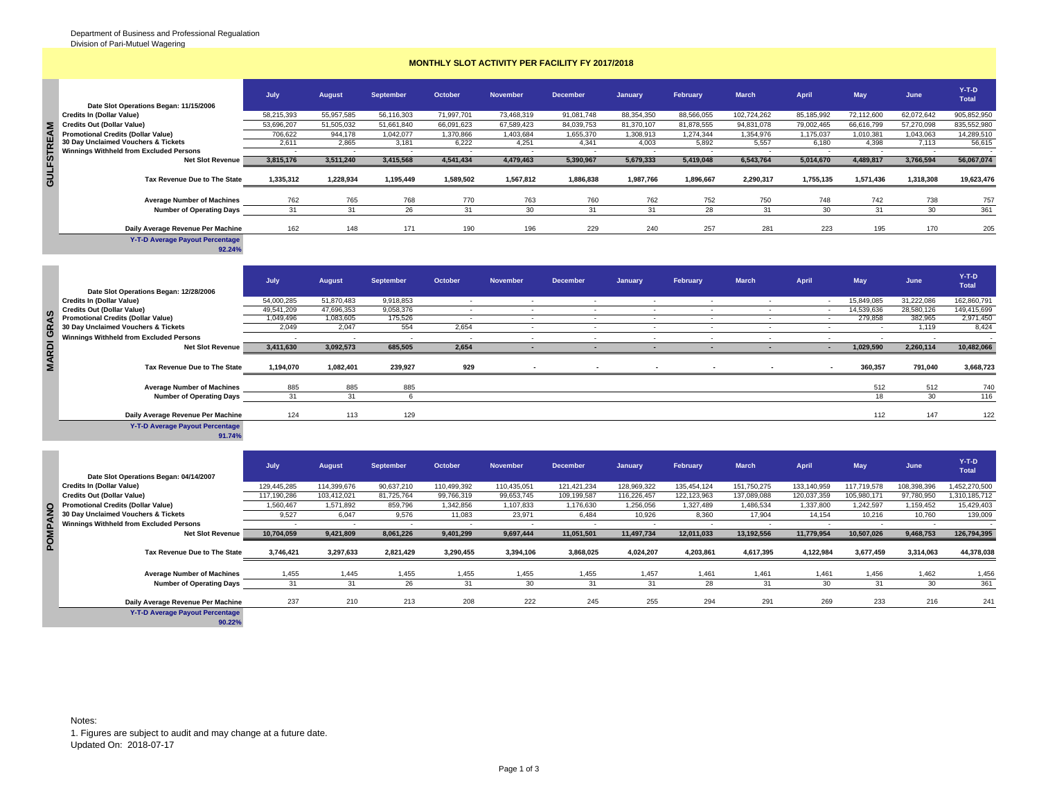Department of Business and Professional Regualation
Division of Pari-Mutuel Wagering

# MONTHLY SLOT ACTIVITY PER FACILITY FY 2017/2018

## GULFSTREAM

| Date Slot Operations Began: 11/15/2006 | July | August | September | October | November | December | January | February | March | April | May | June | Y-T-D Total |
|---|---|---|---|---|---|---|---|---|---|---|---|---|---|
| Credits In (Dollar Value) | 58,215,393 | 55,957,585 | 56,116,303 | 71,997,701 | 73,468,319 | 91,081,748 | 88,354,350 | 88,566,055 | 102,724,262 | 85,185,992 | 72,112,600 | 62,072,642 | 905,852,950 |
| Credits Out (Dollar Value) | 53,696,207 | 51,505,032 | 51,661,840 | 66,091,623 | 67,589,423 | 84,039,753 | 81,370,107 | 81,878,555 | 94,831,078 | 79,002,465 | 66,616,799 | 57,270,098 | 835,552,980 |
| Promotional Credits (Dollar Value) | 706,622 | 944,178 | 1,042,077 | 1,370,866 | 1,403,684 | 1,655,370 | 1,308,913 | 1,274,344 | 1,354,976 | 1,175,037 | 1,010,381 | 1,043,063 | 14,289,510 |
| 30 Day Unclaimed Vouchers & Tickets | 2,611 | 2,865 | 3,181 | 6,222 | 4,251 | 4,341 | 4,003 | 5,892 | 5,557 | 6,180 | 4,398 | 7,113 | 56,615 |
| Winnings Withheld from Excluded Persons | - | - | - | - | - | - | - | - | - | - | - | - | - |
| **Net Slot Revenue** | **3,815,176** | **3,511,240** | **3,415,568** | **4,541,434** | **4,479,463** | **5,390,967** | **5,679,333** | **5,419,048** | **6,543,764** | **5,014,670** | **4,489,817** | **3,766,594** | **56,067,074** |
| **Tax Revenue Due to The State** | **1,335,312** | **1,228,934** | **1,195,449** | **1,589,502** | **1,567,812** | **1,886,838** | **1,987,766** | **1,896,667** | **2,290,317** | **1,755,135** | **1,571,436** | **1,318,308** | **19,623,476** |
| Average Number of Machines | 762 | 765 | 768 | 770 | 763 | 760 | 762 | 752 | 750 | 748 | 742 | 738 | 757 |
| Number of Operating Days | 31 | 31 | 26 | 31 | 30 | 31 | 31 | 28 | 31 | 30 | 31 | 30 | 361 |
| Daily Average Revenue Per Machine | 162 | 148 | 171 | 190 | 196 | 229 | 240 | 257 | 281 | 223 | 195 | 170 | 205 |

Y-T-D Average Payout Percentage: 92.24%

## MARDI GRAS

| Date Slot Operations Began: 12/28/2006 | July | August | September | October | November | December | January | February | March | April | May | June | Y-T-D Total |
|---|---|---|---|---|---|---|---|---|---|---|---|---|---|
| Credits In (Dollar Value) | 54,000,285 | 51,870,483 | 9,918,853 | - | - | - | - | - | - | - | 15,849,085 | 31,222,086 | 162,860,791 |
| Credits Out (Dollar Value) | 49,541,209 | 47,696,353 | 9,058,376 | - | - | - | - | - | - | - | 14,539,636 | 28,580,126 | 149,415,699 |
| Promotional Credits (Dollar Value) | 1,049,496 | 1,083,605 | 175,526 | - | - | - | - | - | - | - | 279,858 | 382,965 | 2,971,450 |
| 30 Day Unclaimed Vouchers & Tickets | 2,049 | 2,047 | 554 | 2,654 | - | - | - | - | - | - | - | 1,119 | 8,424 |
| Winnings Withheld from Excluded Persons | - | - | - | - | - | - | - | - | - | - | - | - | - |
| **Net Slot Revenue** | **3,411,630** | **3,092,573** | **685,505** | **2,654** | **-** | **-** | **-** | **-** | **-** | **-** | **1,029,590** | **2,260,114** | **10,482,066** |
| **Tax Revenue Due to The State** | **1,194,070** | **1,082,401** | **239,927** | **929** | **-** | **-** | **-** | **-** | **-** | **-** | **360,357** | **791,040** | **3,668,723** |
| Average Number of Machines | 885 | 885 | 885 | | | | | | | | 512 | 512 | 740 |
| Number of Operating Days | 31 | 31 | 6 | | | | | | | | 18 | 30 | 116 |
| Daily Average Revenue Per Machine | 124 | 113 | 129 | | | | | | | | 112 | 147 | 122 |

Y-T-D Average Payout Percentage: 91.74%

## POMPANO

| Date Slot Operations Began: 04/14/2007 | July | August | September | October | November | December | January | February | March | April | May | June | Y-T-D Total |
|---|---|---|---|---|---|---|---|---|---|---|---|---|---|
| Credits In (Dollar Value) | 129,445,285 | 114,399,676 | 90,637,210 | 110,499,392 | 110,435,051 | 121,421,234 | 128,969,322 | 135,454,124 | 151,750,275 | 133,140,959 | 117,719,578 | 108,398,396 | 1,452,270,500 |
| Credits Out (Dollar Value) | 117,190,286 | 103,412,021 | 81,725,764 | 99,766,319 | 99,653,745 | 109,199,587 | 116,226,457 | 122,123,963 | 137,089,088 | 120,037,359 | 105,980,171 | 97,780,950 | 1,310,185,712 |
| Promotional Credits (Dollar Value) | 1,560,467 | 1,571,892 | 859,796 | 1,342,856 | 1,107,833 | 1,176,630 | 1,256,056 | 1,327,489 | 1,486,534 | 1,337,800 | 1,242,597 | 1,159,452 | 15,429,403 |
| 30 Day Unclaimed Vouchers & Tickets | 9,527 | 6,047 | 9,576 | 11,083 | 23,971 | 6,484 | 10,926 | 8,360 | 17,904 | 14,154 | 10,216 | 10,760 | 139,009 |
| Winnings Withheld from Excluded Persons | - | - | - | - | - | - | - | - | - | - | - | - | - |
| **Net Slot Revenue** | **10,704,059** | **9,421,809** | **8,061,226** | **9,401,299** | **9,697,444** | **11,051,501** | **11,497,734** | **12,011,033** | **13,192,556** | **11,779,954** | **10,507,026** | **9,468,753** | **126,794,395** |
| **Tax Revenue Due to The State** | **3,746,421** | **3,297,633** | **2,821,429** | **3,290,455** | **3,394,106** | **3,868,025** | **4,024,207** | **4,203,861** | **4,617,395** | **4,122,984** | **3,677,459** | **3,314,063** | **44,378,038** |
| Average Number of Machines | 1,455 | 1,445 | 1,455 | 1,455 | 1,455 | 1,455 | 1,457 | 1,461 | 1,461 | 1,461 | 1,456 | 1,462 | 1,456 |
| Number of Operating Days | 31 | 31 | 26 | 31 | 30 | 31 | 31 | 28 | 31 | 30 | 31 | 30 | 361 |
| Daily Average Revenue Per Machine | 237 | 210 | 213 | 208 | 222 | 245 | 255 | 294 | 291 | 269 | 233 | 216 | 241 |

Y-T-D Average Payout Percentage: 90.22%

Notes:

1. Figures are subject to audit and may change at a future date.

Updated On: 2018-07-17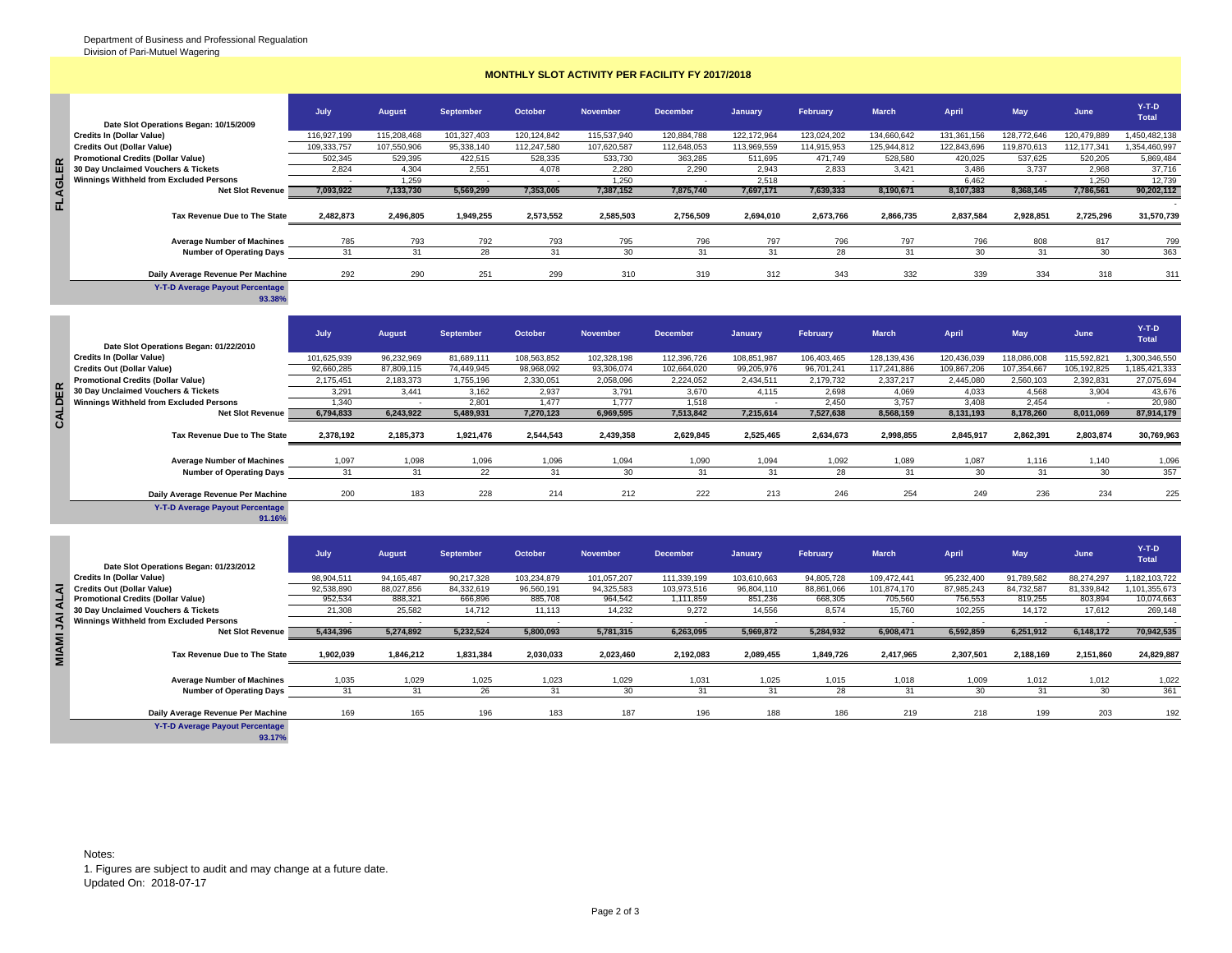Department of Business and Professional Regualation
Division of Pari-Mutuel Wagering

## MONTHLY SLOT ACTIVITY PER FACILITY FY 2017/2018

### FLAGLER

| Date Slot Operations Began: 10/15/2009 | July | August | September | October | November | December | January | February | March | April | May | June | Y-T-D Total |
|---|---|---|---|---|---|---|---|---|---|---|---|---|---|
| Credits In (Dollar Value) | 116,927,199 | 115,208,468 | 101,327,403 | 120,124,842 | 115,537,940 | 120,884,788 | 122,172,964 | 123,024,202 | 134,660,642 | 131,361,156 | 128,772,646 | 120,479,889 | 1,450,482,138 |
| Credits Out (Dollar Value) | 109,333,757 | 107,550,906 | 95,338,140 | 112,247,580 | 107,620,587 | 112,648,053 | 113,969,559 | 114,915,953 | 125,944,812 | 122,843,696 | 119,870,613 | 112,177,341 | 1,354,460,997 |
| Promotional Credits (Dollar Value) | 502,345 | 529,395 | 422,515 | 528,335 | 533,730 | 363,285 | 511,695 | 471,749 | 528,580 | 420,025 | 537,625 | 520,205 | 5,869,484 |
| 30 Day Unclaimed Vouchers & Tickets | 2,824 | 4,304 | 2,551 | 4,078 | 2,280 | 2,290 | 2,943 | 2,833 | 3,421 | 3,486 | 3,737 | 2,968 | 37,716 |
| Winnings Withheld from Excluded Persons | - | 1,259 | - | - | 1,250 | - | 2,518 | - | - | 6,462 | - | 1,250 | 12,739 |
| **Net Slot Revenue** | **7,093,922** | **7,133,730** | **5,569,299** | **7,353,005** | **7,387,152** | **7,875,740** | **7,697,171** | **7,639,333** | **8,190,671** | **8,107,383** | **8,368,145** | **7,786,561** | **90,202,112** |
| **Tax Revenue Due to The State** | **2,482,873** | **2,496,805** | **1,949,255** | **2,573,552** | **2,585,503** | **2,756,509** | **2,694,010** | **2,673,766** | **2,866,735** | **2,837,584** | **2,928,851** | **2,725,296** | **31,570,739** |
| Average Number of Machines | 785 | 793 | 792 | 793 | 795 | 796 | 797 | 796 | 797 | 796 | 808 | 817 | 799 |
| Number of Operating Days | 31 | 31 | 28 | 31 | 30 | 31 | 31 | 28 | 31 | 30 | 31 | 30 | 363 |
| Daily Average Revenue Per Machine | 292 | 290 | 251 | 299 | 310 | 319 | 312 | 343 | 332 | 339 | 334 | 318 | 311 |

Y-T-D Average Payout Percentage: 93.38%

### CALDER

| Date Slot Operations Began: 01/22/2010 | July | August | September | October | November | December | January | February | March | April | May | June | Y-T-D Total |
|---|---|---|---|---|---|---|---|---|---|---|---|---|---|
| Credits In (Dollar Value) | 101,625,939 | 96,232,969 | 81,689,111 | 108,563,852 | 102,328,198 | 112,396,726 | 108,851,987 | 106,403,465 | 128,139,436 | 120,436,039 | 118,086,008 | 115,592,821 | 1,300,346,550 |
| Credits Out (Dollar Value) | 92,660,285 | 87,809,115 | 74,449,945 | 98,968,092 | 93,306,074 | 102,664,020 | 99,205,976 | 96,701,241 | 117,241,886 | 109,867,206 | 107,354,667 | 105,192,825 | 1,185,421,333 |
| Promotional Credits (Dollar Value) | 2,175,451 | 2,183,373 | 1,755,196 | 2,330,051 | 2,058,096 | 2,224,052 | 2,434,511 | 2,179,732 | 2,337,217 | 2,445,080 | 2,560,103 | 2,392,831 | 27,075,694 |
| 30 Day Unclaimed Vouchers & Tickets | 3,291 | 3,441 | 3,162 | 2,937 | 3,791 | 3,670 | 4,115 | 2,698 | 4,069 | 4,033 | 4,568 | 3,904 | 43,676 |
| Winnings Withheld from Excluded Persons | 1,340 | - | 2,801 | 1,477 | 1,777 | 1,518 | - | 2,450 | 3,757 | 3,408 | 2,454 | - | 20,980 |
| **Net Slot Revenue** | **6,794,833** | **6,243,922** | **5,489,931** | **7,270,123** | **6,969,595** | **7,513,842** | **7,215,614** | **7,527,638** | **8,568,159** | **8,131,193** | **8,178,260** | **8,011,069** | **87,914,179** |
| **Tax Revenue Due to The State** | **2,378,192** | **2,185,373** | **1,921,476** | **2,544,543** | **2,439,358** | **2,629,845** | **2,525,465** | **2,634,673** | **2,998,855** | **2,845,917** | **2,862,391** | **2,803,874** | **30,769,963** |
| Average Number of Machines | 1,097 | 1,098 | 1,096 | 1,096 | 1,094 | 1,090 | 1,094 | 1,092 | 1,089 | 1,087 | 1,116 | 1,140 | 1,096 |
| Number of Operating Days | 31 | 31 | 22 | 31 | 30 | 31 | 31 | 28 | 31 | 30 | 31 | 30 | 357 |
| Daily Average Revenue Per Machine | 200 | 183 | 228 | 214 | 212 | 222 | 213 | 246 | 254 | 249 | 236 | 234 | 225 |

Y-T-D Average Payout Percentage: 91.16%

### MIAMI JAI ALAI

| Date Slot Operations Began: 01/23/2012 | July | August | September | October | November | December | January | February | March | April | May | June | Y-T-D Total |
|---|---|---|---|---|---|---|---|---|---|---|---|---|---|
| Credits In (Dollar Value) | 98,904,511 | 94,165,487 | 90,217,328 | 103,234,879 | 101,057,207 | 111,339,199 | 103,610,663 | 94,805,728 | 109,472,441 | 95,232,400 | 91,789,582 | 88,274,297 | 1,182,103,722 |
| Credits Out (Dollar Value) | 92,538,890 | 88,027,856 | 84,332,619 | 96,560,191 | 94,325,583 | 103,973,516 | 96,804,110 | 88,861,066 | 101,874,170 | 87,985,243 | 84,732,587 | 81,339,842 | 1,101,355,673 |
| Promotional Credits (Dollar Value) | 952,534 | 888,321 | 666,896 | 885,708 | 964,542 | 1,111,859 | 851,236 | 668,305 | 705,560 | 756,553 | 819,255 | 803,894 | 10,074,663 |
| 30 Day Unclaimed Vouchers & Tickets | 21,308 | 25,582 | 14,712 | 11,113 | 14,232 | 9,272 | 14,556 | 8,574 | 15,760 | 102,255 | 14,172 | 17,612 | 269,148 |
| Winnings Withheld from Excluded Persons | - | - | - | - | - | - | - | - | - | - | - | - | - |
| **Net Slot Revenue** | **5,434,396** | **5,274,892** | **5,232,524** | **5,800,093** | **5,781,315** | **6,263,095** | **5,969,872** | **5,284,932** | **6,908,471** | **6,592,859** | **6,251,912** | **6,148,172** | **70,942,535** |
| **Tax Revenue Due to The State** | **1,902,039** | **1,846,212** | **1,831,384** | **2,030,033** | **2,023,460** | **2,192,083** | **2,089,455** | **1,849,726** | **2,417,965** | **2,307,501** | **2,188,169** | **2,151,860** | **24,829,887** |
| Average Number of Machines | 1,035 | 1,029 | 1,025 | 1,023 | 1,029 | 1,031 | 1,025 | 1,015 | 1,018 | 1,009 | 1,012 | 1,012 | 1,022 |
| Number of Operating Days | 31 | 31 | 26 | 31 | 30 | 31 | 31 | 28 | 31 | 30 | 31 | 30 | 361 |
| Daily Average Revenue Per Machine | 169 | 165 | 196 | 183 | 187 | 196 | 188 | 186 | 219 | 218 | 199 | 203 | 192 |

Y-T-D Average Payout Percentage: 93.17%

Notes:

1. Figures are subject to audit and may change at a future date.

Updated On: 2018-07-17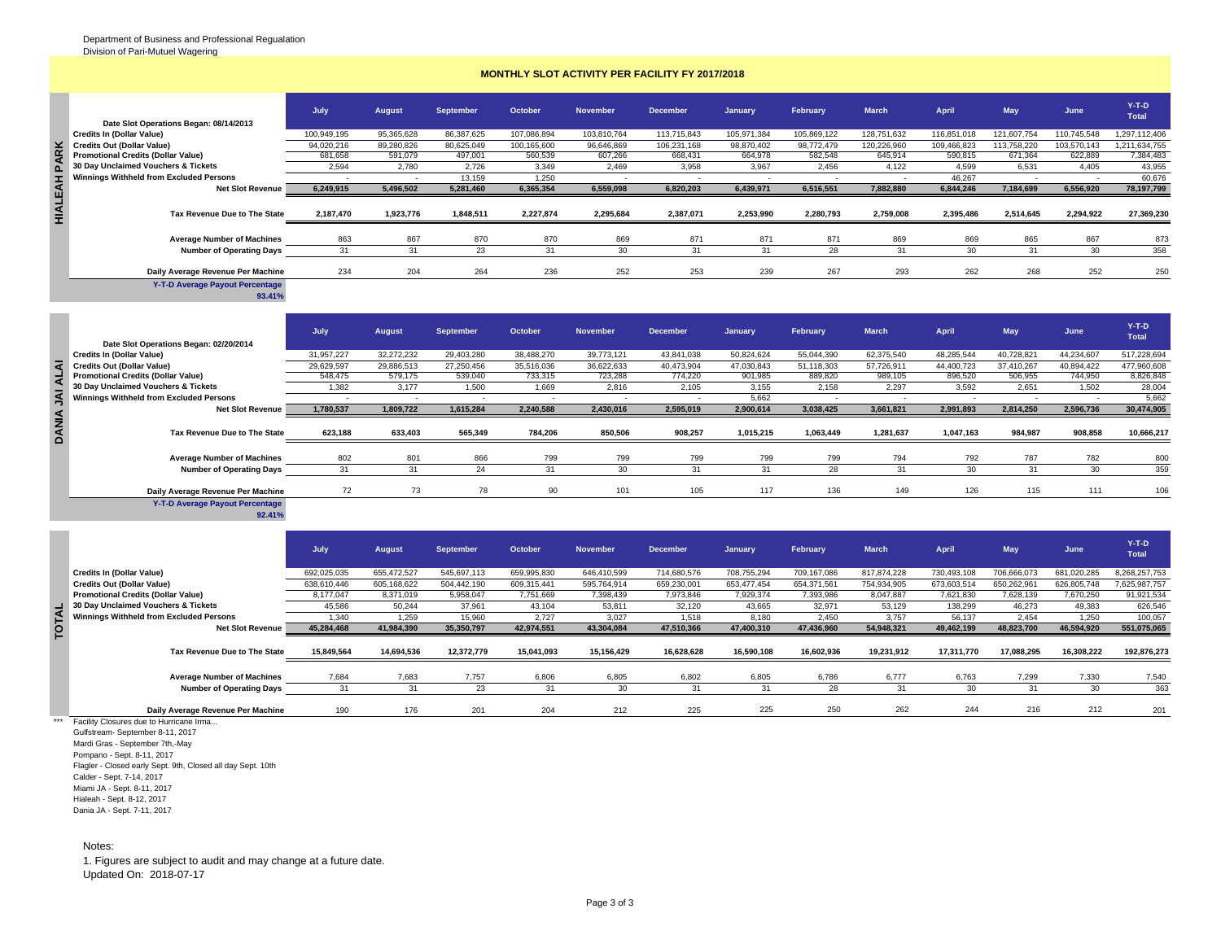Department of Business and Professional Regualation
Division of Pari-Mutuel Wagering

## MONTHLY SLOT ACTIVITY PER FACILITY FY 2017/2018

### HIALEAH PARK

| Date Slot Operations Began: 08/14/2013 | July | August | September | October | November | December | January | February | March | April | May | June | Y-T-D Total |
|---|---|---|---|---|---|---|---|---|---|---|---|---|---|
| Credits In (Dollar Value) | 100,949,195 | 95,365,628 | 86,387,625 | 107,086,894 | 103,810,764 | 113,715,843 | 105,971,384 | 105,869,122 | 128,751,632 | 116,851,018 | 121,607,754 | 110,745,548 | 1,297,112,406 |
| Credits Out (Dollar Value) | 94,020,216 | 89,280,826 | 80,625,049 | 100,165,600 | 96,646,869 | 106,231,168 | 98,870,402 | 98,772,479 | 120,226,960 | 109,466,823 | 113,758,220 | 103,570,143 | 1,211,634,755 |
| Promotional Credits (Dollar Value) | 681,658 | 591,079 | 497,001 | 560,539 | 607,266 | 668,431 | 664,978 | 582,548 | 645,914 | 590,815 | 671,364 | 622,889 | 7,384,483 |
| 30 Day Unclaimed Vouchers & Tickets | 2,594 | 2,780 | 2,726 | 3,349 | 2,469 | 3,958 | 3,967 | 2,456 | 4,122 | 4,599 | 6,531 | 4,405 | 43,955 |
| Winnings Withheld from Excluded Persons | - | - | 13,159 | 1,250 | - | - | - | - | - | 46,267 | - | - | 60,676 |
| **Net Slot Revenue** | **6,249,915** | **5,496,502** | **5,281,460** | **6,365,354** | **6,559,098** | **6,820,203** | **6,439,971** | **6,516,551** | **7,882,880** | **6,844,246** | **7,184,699** | **6,556,920** | **78,197,799** |
| **Tax Revenue Due to The State** | **2,187,470** | **1,923,776** | **1,848,511** | **2,227,874** | **2,295,684** | **2,387,071** | **2,253,990** | **2,280,793** | **2,759,008** | **2,395,486** | **2,514,645** | **2,294,922** | **27,369,230** |
| **Average Number of Machines** | 863 | 867 | 870 | 870 | 869 | 871 | 871 | 871 | 869 | 869 | 865 | 867 | 873 |
| **Number of Operating Days** | 31 | 31 | 23 | 31 | 30 | 31 | 31 | 28 | 31 | 30 | 31 | 30 | 358 |
| **Daily Average Revenue Per Machine** | 234 | 204 | 264 | 236 | 252 | 253 | 239 | 267 | 293 | 262 | 268 | 252 | 250 |
| **Y-T-D Average Payout Percentage** 93.41% | | | | | | | | | | | | | |

### DANIA JAI ALAI

| Date Slot Operations Began: 02/20/2014 | July | August | September | October | November | December | January | February | March | April | May | June | Y-T-D Total |
|---|---|---|---|---|---|---|---|---|---|---|---|---|---|
| Credits In (Dollar Value) | 31,957,227 | 32,272,232 | 29,403,280 | 38,488,270 | 39,773,121 | 43,841,038 | 50,824,624 | 55,044,390 | 62,375,540 | 48,285,544 | 40,728,821 | 44,234,607 | 517,228,694 |
| Credits Out (Dollar Value) | 29,629,597 | 29,886,513 | 27,250,456 | 35,516,036 | 36,622,633 | 40,473,904 | 47,030,843 | 51,118,303 | 57,726,911 | 44,400,723 | 37,410,267 | 40,894,422 | 477,960,608 |
| Promotional Credits (Dollar Value) | 548,475 | 579,175 | 539,040 | 733,315 | 723,288 | 774,220 | 901,985 | 889,820 | 989,105 | 896,520 | 506,955 | 744,950 | 8,826,848 |
| 30 Day Unclaimed Vouchers & Tickets | 1,382 | 3,177 | 1,500 | 1,669 | 2,816 | 2,105 | 3,155 | 2,158 | 2,297 | 3,592 | 2,651 | 1,502 | 28,004 |
| Winnings Withheld from Excluded Persons | - | - | - | - | - | - | 5,662 | - | - | - | - | - | 5,662 |
| **Net Slot Revenue** | **1,780,537** | **1,809,722** | **1,615,284** | **2,240,588** | **2,430,016** | **2,595,019** | **2,900,614** | **3,038,425** | **3,661,821** | **2,991,893** | **2,814,250** | **2,596,736** | **30,474,905** |
| **Tax Revenue Due to The State** | **623,188** | **633,403** | **565,349** | **784,206** | **850,506** | **908,257** | **1,015,215** | **1,063,449** | **1,281,637** | **1,047,163** | **984,987** | **908,858** | **10,666,217** |
| **Average Number of Machines** | 802 | 801 | 866 | 799 | 799 | 799 | 799 | 799 | 794 | 792 | 787 | 782 | 800 |
| **Number of Operating Days** | 31 | 31 | 24 | 31 | 30 | 31 | 31 | 28 | 31 | 30 | 31 | 30 | 359 |
| **Daily Average Revenue Per Machine** | 72 | 73 | 78 | 90 | 101 | 105 | 117 | 136 | 149 | 126 | 115 | 111 | 106 |
| **Y-T-D Average Payout Percentage** 92.41% | | | | | | | | | | | | | |

### TOTAL

| | July | August | September | October | November | December | January | February | March | April | May | June | Y-T-D Total |
|---|---|---|---|---|---|---|---|---|---|---|---|---|---|
| Credits In (Dollar Value) | 692,025,035 | 655,472,527 | 545,697,113 | 659,995,830 | 646,410,599 | 714,680,576 | 708,755,294 | 709,167,086 | 817,874,228 | 730,493,108 | 706,666,073 | 681,020,285 | 8,268,257,753 |
| Credits Out (Dollar Value) | 638,610,446 | 605,168,622 | 504,442,190 | 609,315,441 | 595,764,914 | 659,230,001 | 653,477,454 | 654,371,561 | 754,934,905 | 673,603,514 | 650,262,961 | 626,805,748 | 7,625,987,757 |
| Promotional Credits (Dollar Value) | 8,177,047 | 8,371,019 | 5,958,047 | 7,751,669 | 7,398,439 | 7,973,846 | 7,929,374 | 7,393,986 | 8,047,887 | 7,621,830 | 7,628,139 | 7,670,250 | 91,921,534 |
| 30 Day Unclaimed Vouchers & Tickets | 45,586 | 50,244 | 37,961 | 43,104 | 53,811 | 32,120 | 43,665 | 32,971 | 53,129 | 138,299 | 46,273 | 49,383 | 626,546 |
| Winnings Withheld from Excluded Persons | 1,340 | 1,259 | 15,960 | 2,727 | 3,027 | 1,518 | 8,180 | 2,450 | 3,757 | 56,137 | 2,454 | 1,250 | 100,057 |
| **Net Slot Revenue** | **45,284,468** | **41,984,390** | **35,350,797** | **42,974,551** | **43,304,084** | **47,510,366** | **47,400,310** | **47,436,960** | **54,948,321** | **49,462,199** | **48,823,700** | **46,594,920** | **551,075,065** |
| **Tax Revenue Due to The State** | **15,849,564** | **14,694,536** | **12,372,779** | **15,041,093** | **15,156,429** | **16,628,628** | **16,590,108** | **16,602,936** | **19,231,912** | **17,311,770** | **17,088,295** | **16,308,222** | **192,876,273** |
| **Average Number of Machines** | 7,684 | 7,683 | 7,757 | 6,806 | 6,805 | 6,802 | 6,805 | 6,786 | 6,777 | 6,763 | 7,299 | 7,330 | 7,540 |
| **Number of Operating Days** | 31 | 31 | 23 | 31 | 30 | 31 | 31 | 28 | 31 | 30 | 31 | 30 | 363 |
| **Daily Average Revenue Per Machine** | 190 | 176 | 201 | 204 | 212 | 225 | 225 | 250 | 262 | 244 | 216 | 212 | 201 |

*** Facility Closures due to Hurricane Irma...
Gulfstream- September 8-11, 2017
Mardi Gras - September 7th,-May
Pompano - Sept. 8-11, 2017
Flagler - Closed early Sept. 9th, Closed all day Sept. 10th
Calder - Sept. 7-14, 2017
Miami JA - Sept. 8-11, 2017
Hialeah - Sept. 8-12, 2017
Dania JA - Sept. 7-11, 2017

Notes:
1. Figures are subject to audit and may change at a future date.
Updated On: 2018-07-17